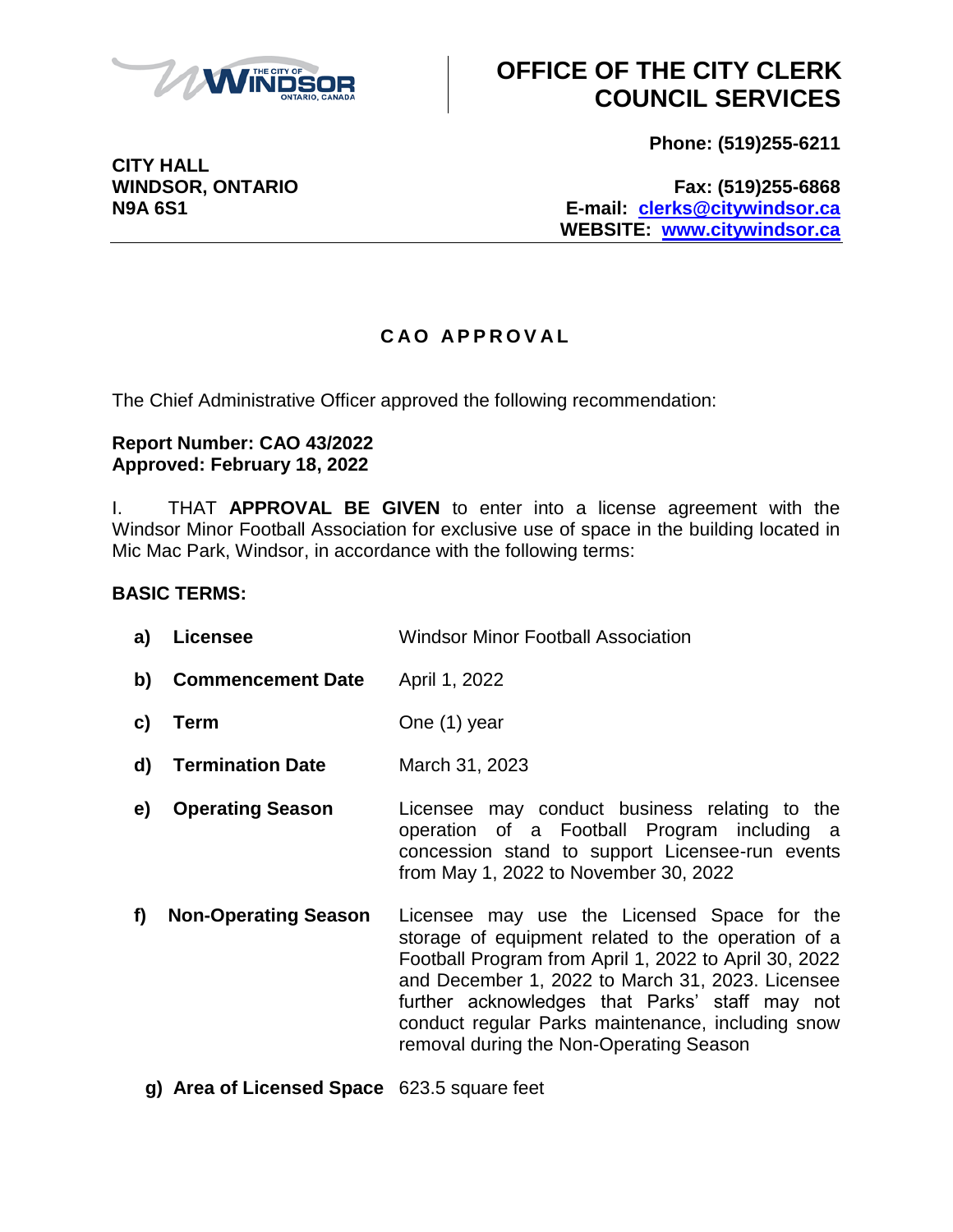# OFFICE OF THE CITY CLERK COUNCIL SERVICES

**CITY HALL**
**WINDSOR, ONTARIO**
**N9A 6S1**

**Phone: (519)255-6211**

**Fax: (519)255-6868**
**E-mail: clerks@citywindsor.ca**
**WEBSITE: www.citywindsor.ca**

## C A O  A P P R O V A L

The Chief Administrative Officer approved the following recommendation:

**Report Number: CAO 43/2022**
**Approved: February 18, 2022**

I. THAT **APPROVAL BE GIVEN** to enter into a license agreement with the Windsor Minor Football Association for exclusive use of space in the building located in Mic Mac Park, Windsor, in accordance with the following terms:

**BASIC TERMS:**

| | | |
|---|---|---|
| **a)** | **Licensee** | Windsor Minor Football Association |
| **b)** | **Commencement Date** | April 1, 2022 |
| **c)** | **Term** | One (1) year |
| **d)** | **Termination Date** | March 31, 2023 |
| **e)** | **Operating Season** | Licensee may conduct business relating to the operation of a Football Program including a concession stand to support Licensee-run events from May 1, 2022 to November 30, 2022 |
| **f)** | **Non-Operating Season** | Licensee may use the Licensed Space for the storage of equipment related to the operation of a Football Program from April 1, 2022 to April 30, 2022 and December 1, 2022 to March 31, 2023. Licensee further acknowledges that Parks' staff may not conduct regular Parks maintenance, including snow removal during the Non-Operating Season |
| **g)** | **Area of Licensed Space** | 623.5 square feet |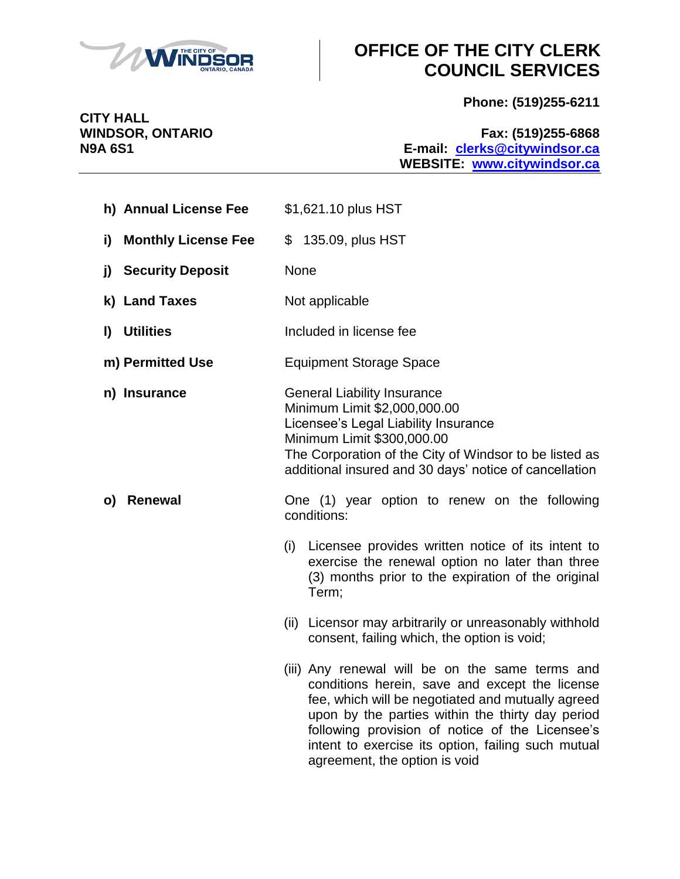**h) Annual License Fee** $1,621.10 plus HST

**i) Monthly License Fee** $ 135.09, plus HST

**j) Security Deposit** None

**k) Land Taxes** Not applicable

**l) Utilities** Included in license fee

**m) Permitted Use** Equipment Storage Space

**n) Insurance** General Liability Insurance
Minimum Limit $2,000,000.00
Licensee's Legal Liability Insurance
Minimum Limit $300,000.00
The Corporation of the City of Windsor to be listed as additional insured and 30 days' notice of cancellation

**o) Renewal** One (1) year option to renew on the following conditions:

(i) Licensee provides written notice of its intent to exercise the renewal option no later than three (3) months prior to the expiration of the original Term;

(ii) Licensor may arbitrarily or unreasonably withhold consent, failing which, the option is void;

(iii) Any renewal will be on the same terms and conditions herein, save and except the license fee, which will be negotiated and mutually agreed upon by the parties within the thirty day period following provision of notice of the Licensee's intent to exercise its option, failing such mutual agreement, the option is void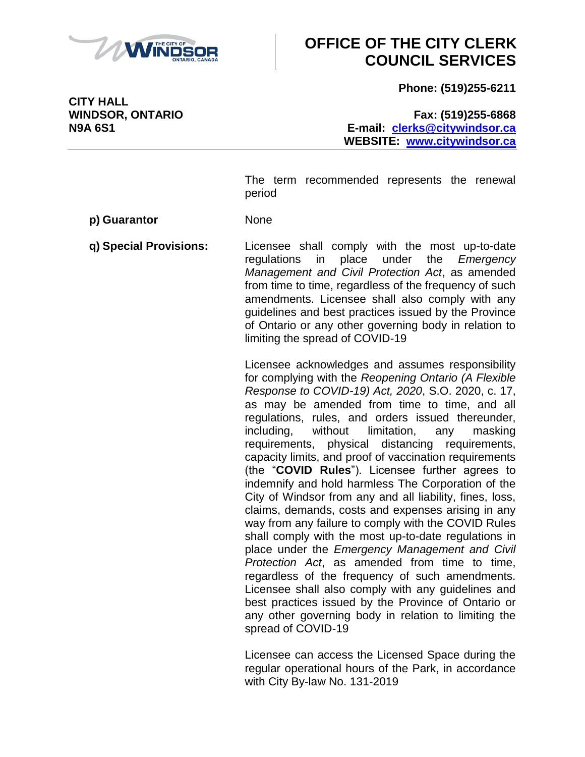The term recommended represents the renewal period

**p) Guarantor** None

**q) Special Provisions:**

Licensee shall comply with the most up-to-date regulations in place under the *Emergency Management and Civil Protection Act*, as amended from time to time, regardless of the frequency of such amendments. Licensee shall also comply with any guidelines and best practices issued by the Province of Ontario or any other governing body in relation to limiting the spread of COVID-19

Licensee acknowledges and assumes responsibility for complying with the *Reopening Ontario (A Flexible Response to COVID-19) Act, 2020*, S.O. 2020, c. 17, as may be amended from time to time, and all regulations, rules, and orders issued thereunder, including, without limitation, any masking requirements, physical distancing requirements, capacity limits, and proof of vaccination requirements (the "**COVID Rules**"). Licensee further agrees to indemnify and hold harmless The Corporation of the City of Windsor from any and all liability, fines, loss, claims, demands, costs and expenses arising in any way from any failure to comply with the COVID Rules shall comply with the most up-to-date regulations in place under the *Emergency Management and Civil Protection Act*, as amended from time to time, regardless of the frequency of such amendments. Licensee shall also comply with any guidelines and best practices issued by the Province of Ontario or any other governing body in relation to limiting the spread of COVID-19

Licensee can access the Licensed Space during the regular operational hours of the Park, in accordance with City By-law No. 131-2019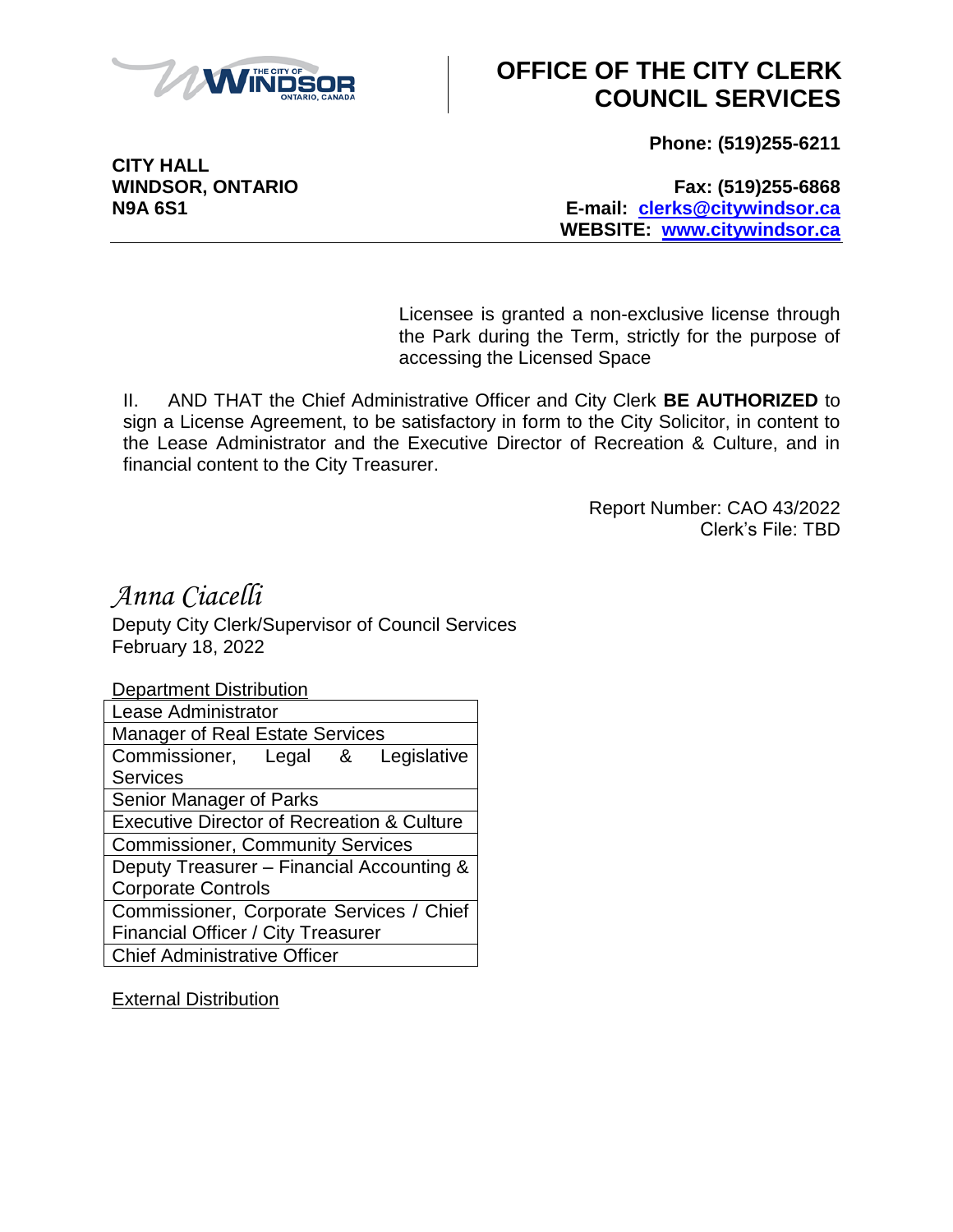# OFFICE OF THE CITY CLERK COUNCIL SERVICES

**CITY HALL**
**WINDSOR, ONTARIO**
**N9A 6S1**

**Phone: (519)255-6211**

**Fax: (519)255-6868**
**E-mail: clerks@citywindsor.ca**
**WEBSITE: www.citywindsor.ca**

Licensee is granted a non-exclusive license through the Park during the Term, strictly for the purpose of accessing the Licensed Space

II. AND THAT the Chief Administrative Officer and City Clerk **BE AUTHORIZED** to sign a License Agreement, to be satisfactory in form to the City Solicitor, in content to the Lease Administrator and the Executive Director of Recreation & Culture, and in financial content to the City Treasurer.

Report Number: CAO 43/2022
Clerk's File: TBD

*Anna Ciacelli*
Deputy City Clerk/Supervisor of Council Services
February 18, 2022

Department Distribution

| |
|---|
| Lease Administrator |
| Manager of Real Estate Services |
| Commissioner, Legal & Legislative Services |
| Senior Manager of Parks |
| Executive Director of Recreation & Culture |
| Commissioner, Community Services |
| Deputy Treasurer – Financial Accounting & Corporate Controls |
| Commissioner, Corporate Services / Chief Financial Officer / City Treasurer |
| Chief Administrative Officer |

External Distribution